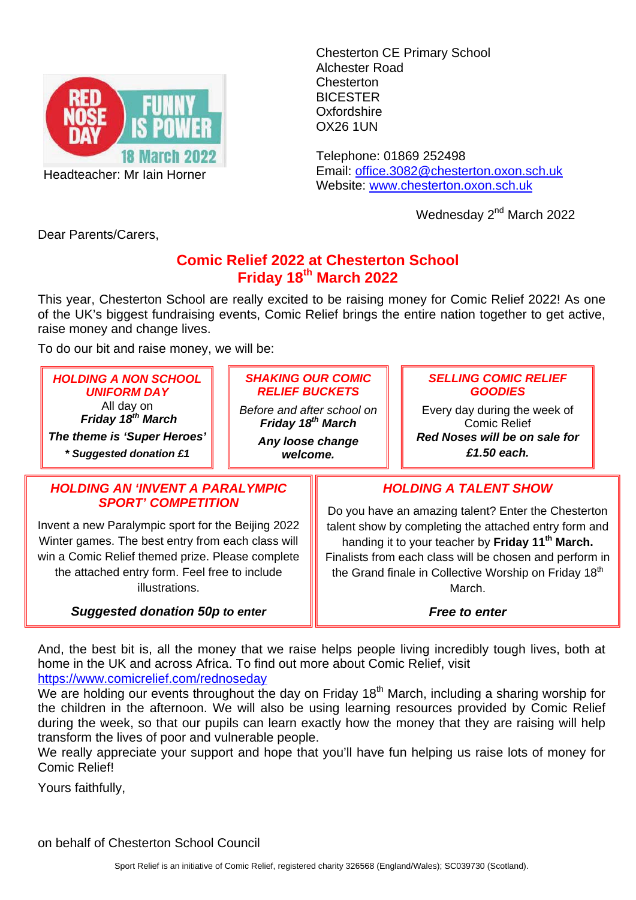RED NOSE DAY FUNNY IS POWER 18 March 2022

Headteacher: Mr Iain Horner

Chesterton CE Primary School
Alchester Road
Chesterton
BICESTER
Oxfordshire
OX26 1UN

Telephone: 01869 252498
Email: office.3082@chesterton.oxon.sch.uk
Website: www.chesterton.oxon.sch.uk

Wednesday 2nd March 2022

Dear Parents/Carers,

## Comic Relief 2022 at Chesterton School
## Friday 18th March 2022

This year, Chesterton School are really excited to be raising money for Comic Relief 2022! As one of the UK's biggest fundraising events, Comic Relief brings the entire nation together to get active, raise money and change lives.

To do our bit and raise money, we will be:

### *HOLDING A NON SCHOOL UNIFORM DAY*

All day on
***Friday 18th March***

***The theme is 'Super Heroes'***

***\* Suggested donation £1***

### *SHAKING OUR COMIC RELIEF BUCKETS*

*Before and after school on* ***Friday 18th March***

***Any loose change welcome.***

### *SELLING COMIC RELIEF GOODIES*

Every day during the week of Comic Relief

***Red Noses will be on sale for £1.50 each.***

### *HOLDING AN 'INVENT A PARALYMPIC SPORT' COMPETITION*

Invent a new Paralympic sport for the Beijing 2022 Winter games. The best entry from each class will win a Comic Relief themed prize. Please complete the attached entry form. Feel free to include illustrations.

***Suggested donation 50p to enter***

### *HOLDING A TALENT SHOW*

Do you have an amazing talent? Enter the Chesterton talent show by completing the attached entry form and handing it to your teacher by **Friday 11th March.** Finalists from each class will be chosen and perform in the Grand finale in Collective Worship on Friday 18th March.

***Free to enter***

And, the best bit is, all the money that we raise helps people living incredibly tough lives, both at home in the UK and across Africa. To find out more about Comic Relief, visit https://www.comicrelief.com/rednoseday

We are holding our events throughout the day on Friday 18th March, including a sharing worship for the children in the afternoon. We will also be using learning resources provided by Comic Relief during the week, so that our pupils can learn exactly how the money that they are raising will help transform the lives of poor and vulnerable people.

We really appreciate your support and hope that you'll have fun helping us raise lots of money for Comic Relief!

Yours faithfully,

on behalf of Chesterton School Council

Sport Relief is an initiative of Comic Relief, registered charity 326568 (England/Wales); SC039730 (Scotland).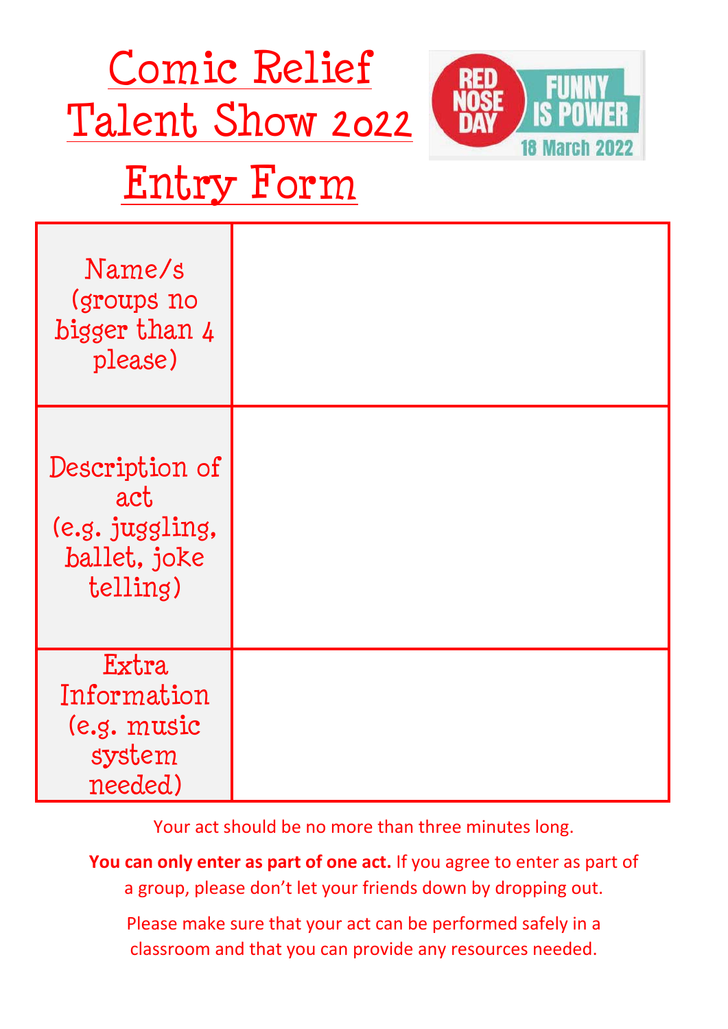# Comic Relief Talent Show 2022 Entry Form

RED NOSE DAY FUNNY IS POWER 18 March 2022

| | |
|---|---|
| Name/s (groups no bigger than 4 please) | |
| Description of act (e.g. juggling, ballet, joke telling) | |
| Extra Information (e.g. music system needed) | |

Your act should be no more than three minutes long.

**You can only enter as part of one act.** If you agree to enter as part of a group, please don't let your friends down by dropping out.

Please make sure that your act can be performed safely in a classroom and that you can provide any resources needed.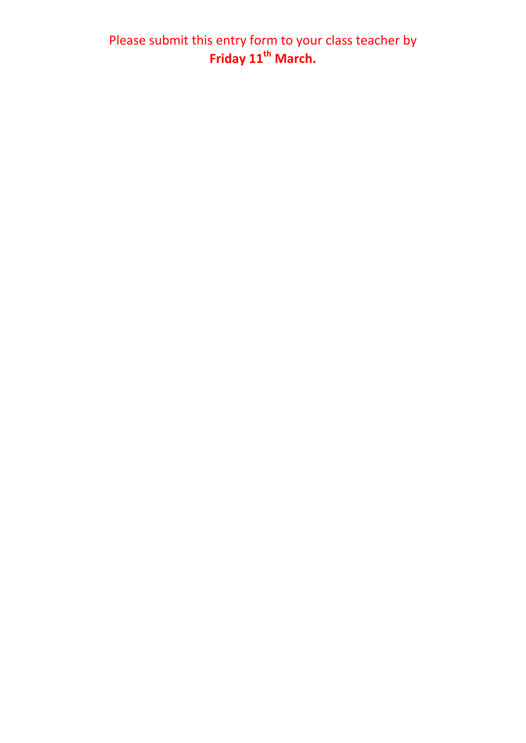Please submit this entry form to your class teacher by
**Friday 11th March.**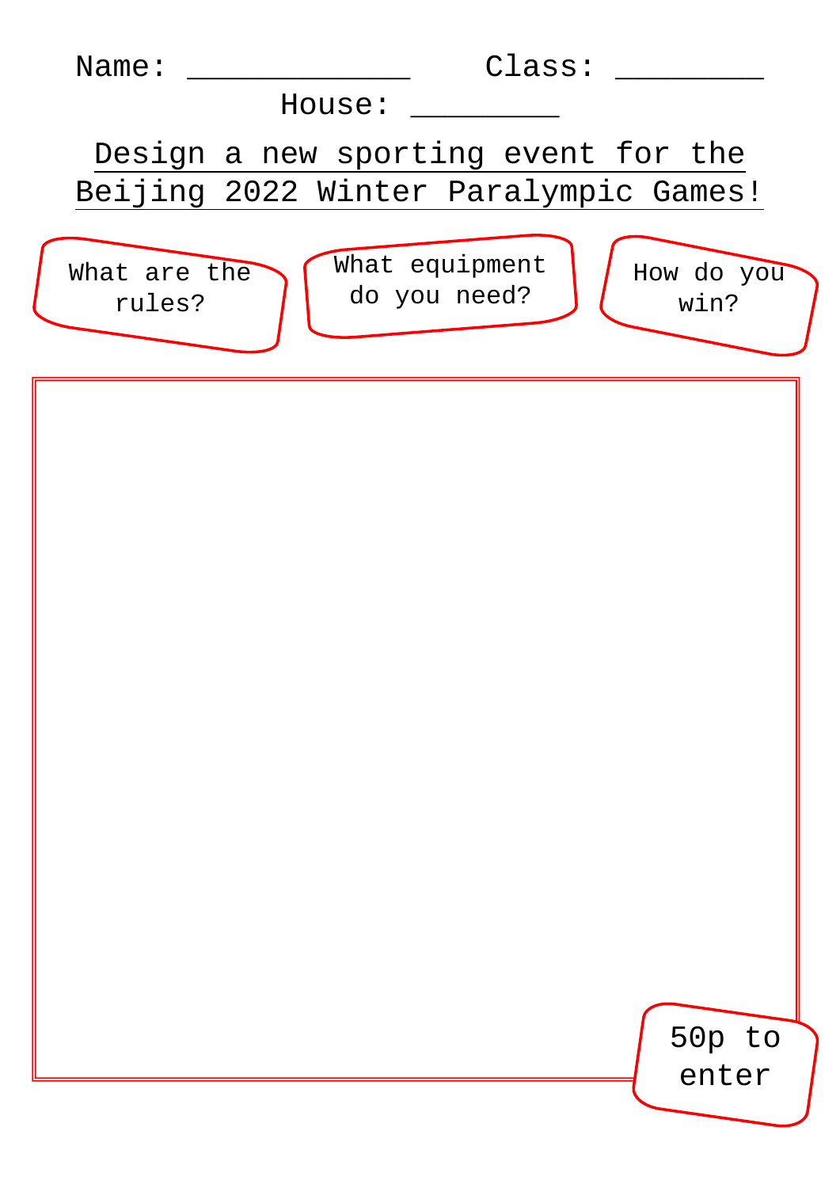Name: ____________ Class: ________

House: ________

Design a new sporting event for the Beijing 2022 Winter Paralympic Games!

What are the rules?

What equipment do you need?

How do you win?

50p to enter